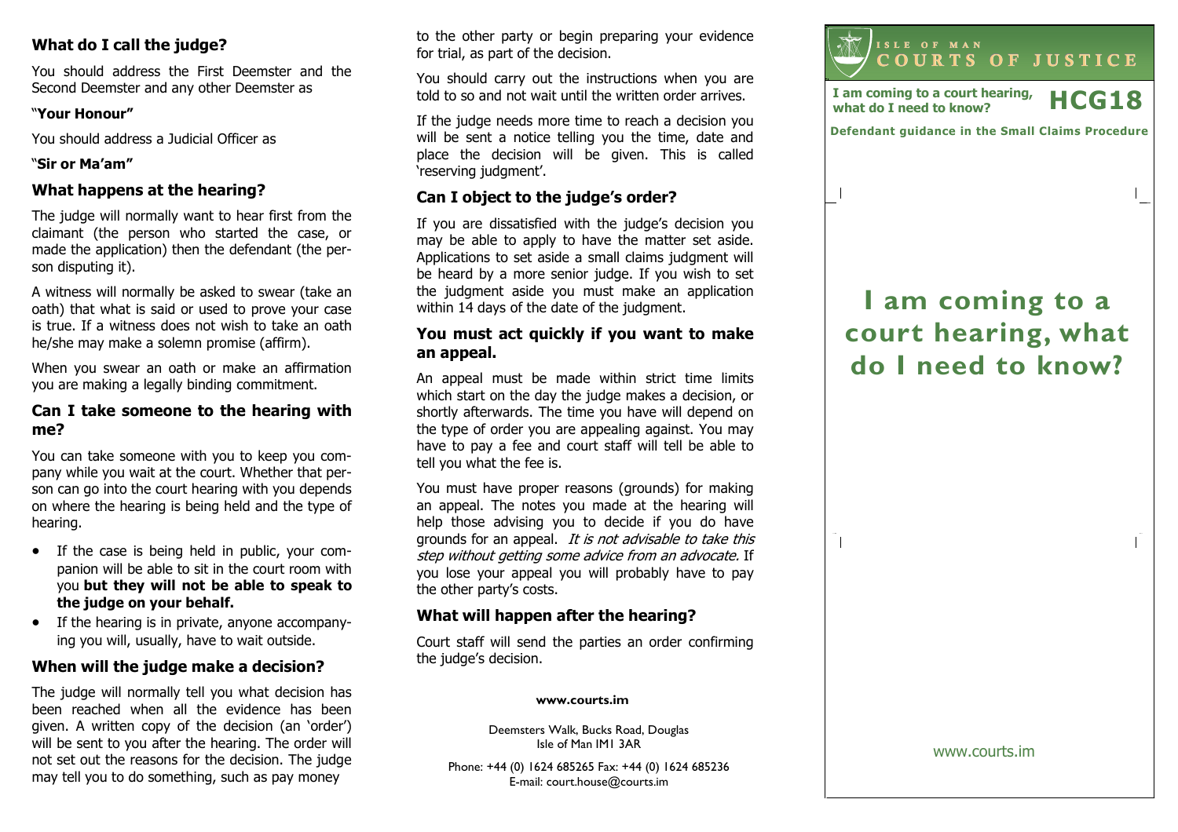## What do I call the judge?

You should address the First Deemster and the Second Deemster and any other Deemster as

"**Your Honour"**

You should address a Judicial Officer as

"**Sir or Ma'am"**

## What happens at the hearing?

The judge will normally want to hear first from the claimant (the person who started the case, or made the application) then the defendant (the person disputing it).

A witness will normally be asked to swear (take an oath) that what is said or used to prove your case is true. If a witness does not wish to take an oath he/she may make a solemn promise (affirm).

When you swear an oath or make an affirmation you are making a legally binding commitment.

## Can I take someone to the hearing with me?

You can take someone with you to keep you company while you wait at the court. Whether that person can go into the court hearing with you depends on where the hearing is being held and the type of hearing.

- If the case is being held in public, your companion will be able to sit in the court room with you **but they will not be able to speak to the judge on your behalf.**
- If the hearing is in private, anyone accompanying you will, usually, have to wait outside.

## When will the judge make a decision?

The judge will normally tell you what decision has been reached when all the evidence has been given. A written copy of the decision (an 'order') will be sent to you after the hearing. The order will not set out the reasons for the decision. The judge may tell you to do something, such as pay money to the other party or begin preparing your evidence for trial, as part of the decision.

You should carry out the instructions when you are told to so and not wait until the written order arrives.

If the judge needs more time to reach a decision you will be sent a notice telling you the time, date and place the decision will be given. This is called 'reserving judgment'.

## Can I object to the judge's order?

If you are dissatisfied with the judge's decision you may be able to apply to have the matter set aside. Applications to set aside a small claims judgment will be heard by a more senior judge. If you wish to set the judgment aside you must make an application within 14 days of the date of the judgment.

## You must act quickly if you want to make an appeal.

An appeal must be made within strict time limits which start on the day the judge makes a decision, or shortly afterwards. The time you have will depend on the type of order you are appealing against. You may have to pay a fee and court staff will tell be able to tell you what the fee is.

You must have proper reasons (grounds) for making an appeal. The notes you made at the hearing will help those advising you to decide if you do have grounds for an appeal. *It is not advisable to take this step without getting some advice from an advocate.* If you lose your appeal you will probably have to pay the other party's costs.

## What will happen after the hearing?

Court staff will send the parties an order confirming the judge's decision.

**www.courts.im**

Deemsters Walk, Bucks Road, Douglas
Isle of Man IM1 3AR

Phone: +44 (0) 1624 685265 Fax: +44 (0) 1624 685236
E-mail: court.house@courts.im

ISLE OF MAN
COURTS OF JUSTICE

**I am coming to a court hearing, what do I need to know?** **HCG18**

**Defendant guidance in the Small Claims Procedure**

# I am coming to a court hearing, what do I need to know?

www.courts.im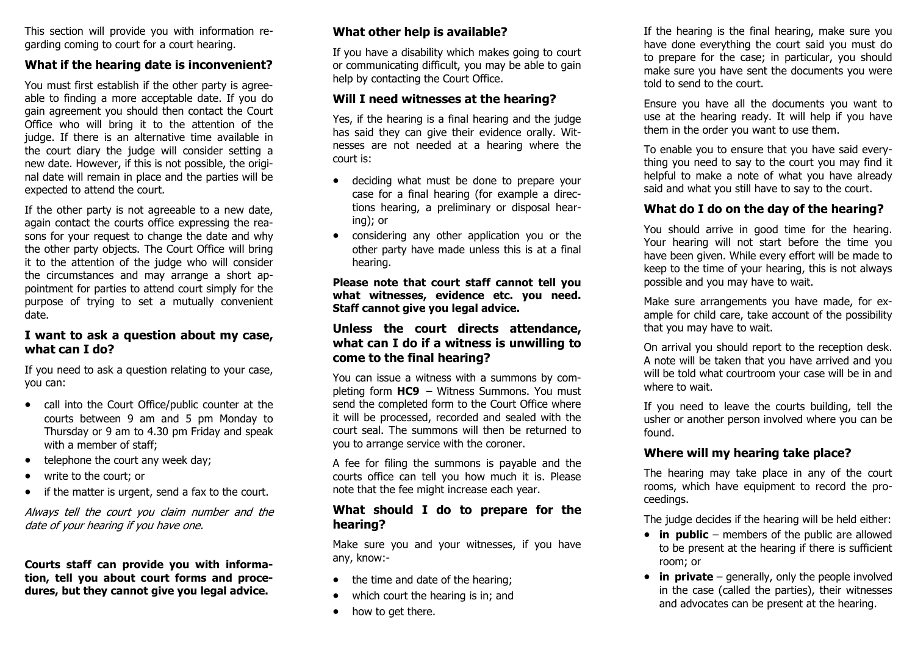This section will provide you with information regarding coming to court for a court hearing.

## What if the hearing date is inconvenient?

You must first establish if the other party is agreeable to finding a more acceptable date. If you do gain agreement you should then contact the Court Office who will bring it to the attention of the judge. If there is an alternative time available in the court diary the judge will consider setting a new date. However, if this is not possible, the original date will remain in place and the parties will be expected to attend the court.

If the other party is not agreeable to a new date, again contact the courts office expressing the reasons for your request to change the date and why the other party objects. The Court Office will bring it to the attention of the judge who will consider the circumstances and may arrange a short appointment for parties to attend court simply for the purpose of trying to set a mutually convenient date.

## I want to ask a question about my case, what can I do?

If you need to ask a question relating to your case, you can:

- call into the Court Office/public counter at the courts between 9 am and 5 pm Monday to Thursday or 9 am to 4.30 pm Friday and speak with a member of staff;
- telephone the court any week day;
- write to the court; or
- if the matter is urgent, send a fax to the court.

*Always tell the court you claim number and the date of your hearing if you have one.*

**Courts staff can provide you with information, tell you about court forms and procedures, but they cannot give you legal advice.**

## What other help is available?

If you have a disability which makes going to court or communicating difficult, you may be able to gain help by contacting the Court Office.

## Will I need witnesses at the hearing?

Yes, if the hearing is a final hearing and the judge has said they can give their evidence orally. Witnesses are not needed at a hearing where the court is:

- deciding what must be done to prepare your case for a final hearing (for example a directions hearing, a preliminary or disposal hearing); or
- considering any other application you or the other party have made unless this is at a final hearing.

**Please note that court staff cannot tell you what witnesses, evidence etc. you need. Staff cannot give you legal advice.**

## Unless the court directs attendance, what can I do if a witness is unwilling to come to the final hearing?

You can issue a witness with a summons by completing form **HC9** – Witness Summons. You must send the completed form to the Court Office where it will be processed, recorded and sealed with the court seal. The summons will then be returned to you to arrange service with the coroner.

A fee for filing the summons is payable and the courts office can tell you how much it is. Please note that the fee might increase each year.

## What should I do to prepare for the hearing?

Make sure you and your witnesses, if you have any, know:-

- the time and date of the hearing;
- which court the hearing is in; and
- how to get there.

If the hearing is the final hearing, make sure you have done everything the court said you must do to prepare for the case; in particular, you should make sure you have sent the documents you were told to send to the court.

Ensure you have all the documents you want to use at the hearing ready. It will help if you have them in the order you want to use them.

To enable you to ensure that you have said everything you need to say to the court you may find it helpful to make a note of what you have already said and what you still have to say to the court.

## What do I do on the day of the hearing?

You should arrive in good time for the hearing. Your hearing will not start before the time you have been given. While every effort will be made to keep to the time of your hearing, this is not always possible and you may have to wait.

Make sure arrangements you have made, for example for child care, take account of the possibility that you may have to wait.

On arrival you should report to the reception desk. A note will be taken that you have arrived and you will be told what courtroom your case will be in and where to wait.

If you need to leave the courts building, tell the usher or another person involved where you can be found.

## Where will my hearing take place?

The hearing may take place in any of the court rooms, which have equipment to record the proceedings.

The judge decides if the hearing will be held either:

- **in public** – members of the public are allowed to be present at the hearing if there is sufficient room; or
- **in private** – generally, only the people involved in the case (called the parties), their witnesses and advocates can be present at the hearing.